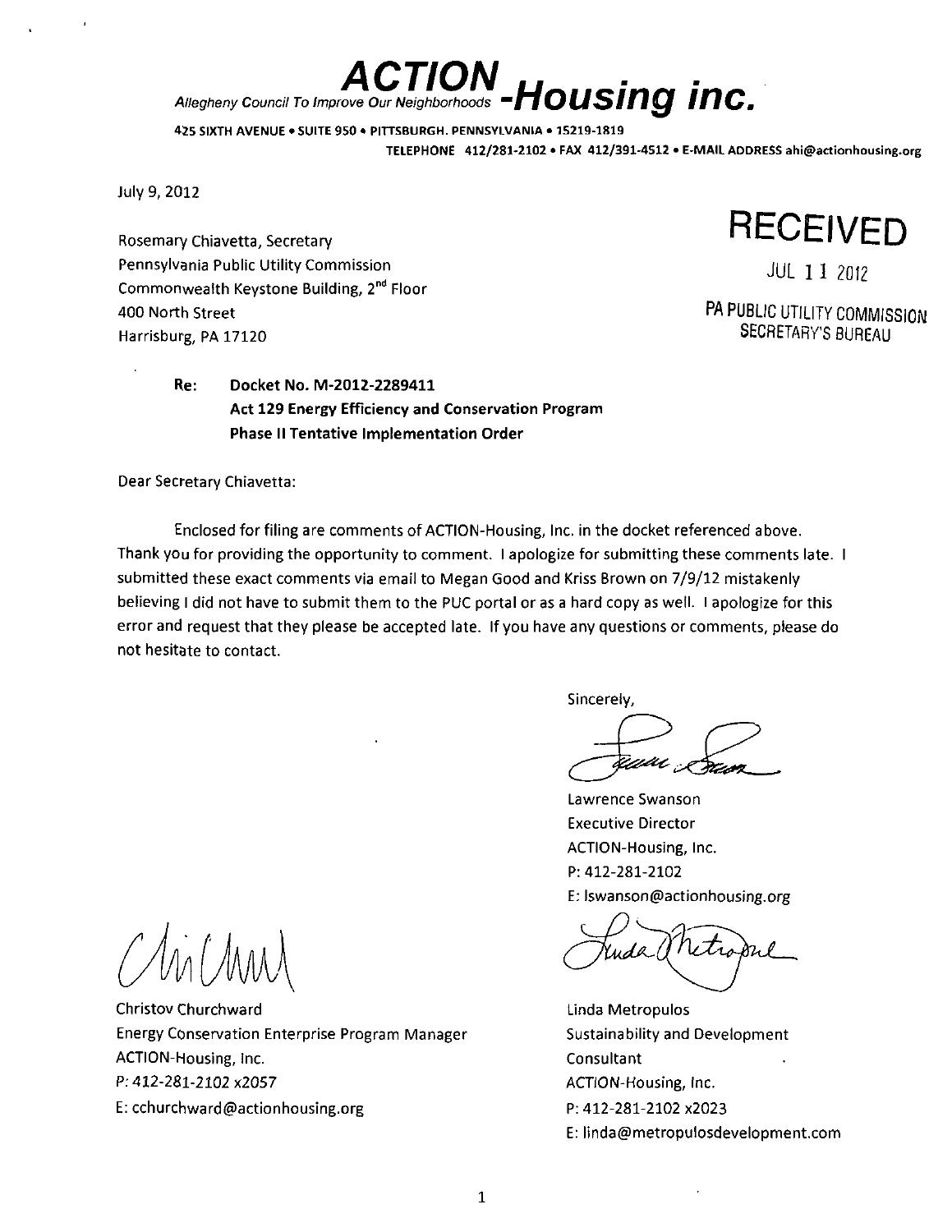# ACTION-Housing inc.

*Allegheny Council To Improve Our Neighborhoods*

**425 SIXTH AVENUE • SUITE 950 • PITTSBURGH. PENNSYLVANIA • 15219-1819**
**TELEPHONE 412/281-2102 • FAX 412/391-4512 • E-MAIL ADDRESS ahi@actionhousing.org**

July 9, 2012

RECEIVED
JUL 11 2012
PA PUBLIC UTILITY COMMISSION
SECRETARY'S BUREAU

Rosemary Chiavetta, Secretary
Pennsylvania Public Utility Commission
Commonwealth Keystone Building, 2nd Floor
400 North Street
Harrisburg, PA 17120

**Re: Docket No. M-2012-2289411**
**Act 129 Energy Efficiency and Conservation Program**
**Phase II Tentative Implementation Order**

Dear Secretary Chiavetta:

Enclosed for filing are comments of ACTION-Housing, Inc. in the docket referenced above. Thank you for providing the opportunity to comment. I apologize for submitting these comments late. I submitted these exact comments via email to Megan Good and Kriss Brown on 7/9/12 mistakenly believing I did not have to submit them to the PUC portal or as a hard copy as well. I apologize for this error and request that they please be accepted late. If you have any questions or comments, please do not hesitate to contact.

Sincerely,

Lawrence Swanson
Executive Director
ACTION-Housing, Inc.
P: 412-281-2102
E: lswanson@actionhousing.org

Christov Churchward
Energy Conservation Enterprise Program Manager
ACTION-Housing, Inc.
P: 412-281-2102 x2057
E: cchurchward@actionhousing.org

Linda Metropulos
Sustainability and Development Consultant
ACTION-Housing, Inc.
P: 412-281-2102 x2023
E: linda@metropulosdevelopment.com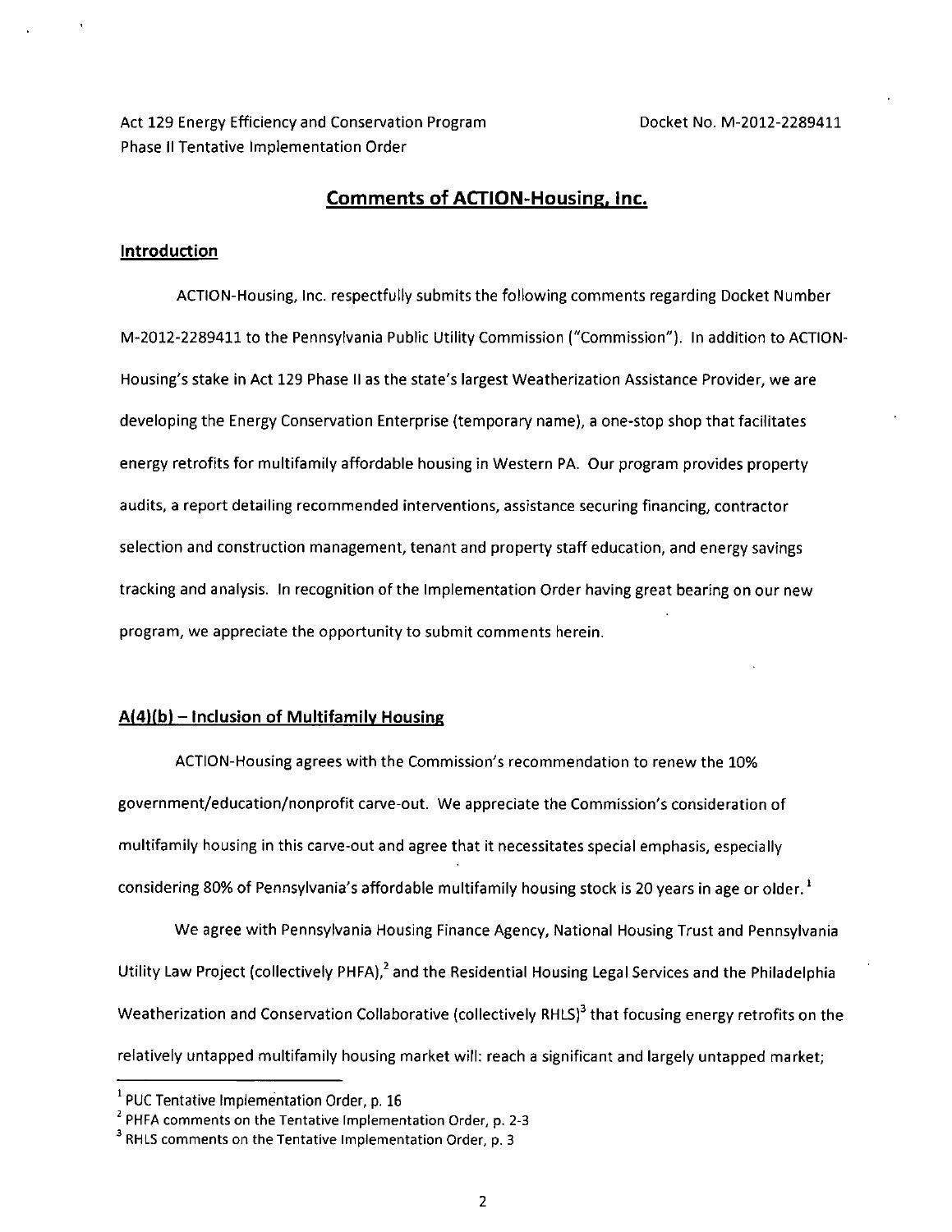Act 129 Energy Efficiency and Conservation Program Phase II Tentative Implementation Order

Docket No. M-2012-2289411

## Comments of ACTION-Housing, Inc.

### Introduction

ACTION-Housing, Inc. respectfully submits the following comments regarding Docket Number M-2012-2289411 to the Pennsylvania Public Utility Commission ("Commission"). In addition to ACTION-Housing's stake in Act 129 Phase II as the state's largest Weatherization Assistance Provider, we are developing the Energy Conservation Enterprise (temporary name), a one-stop shop that facilitates energy retrofits for multifamily affordable housing in Western PA. Our program provides property audits, a report detailing recommended interventions, assistance securing financing, contractor selection and construction management, tenant and property staff education, and energy savings tracking and analysis. In recognition of the Implementation Order having great bearing on our new program, we appreciate the opportunity to submit comments herein.

### A(4)(b) – Inclusion of Multifamily Housing

ACTION-Housing agrees with the Commission's recommendation to renew the 10% government/education/nonprofit carve-out. We appreciate the Commission's consideration of multifamily housing in this carve-out and agree that it necessitates special emphasis, especially considering 80% of Pennsylvania's affordable multifamily housing stock is 20 years in age or older.[1]

We agree with Pennsylvania Housing Finance Agency, National Housing Trust and Pennsylvania Utility Law Project (collectively PHFA),[2] and the Residential Housing Legal Services and the Philadelphia Weatherization and Conservation Collaborative (collectively RHLS)[3] that focusing energy retrofits on the relatively untapped multifamily housing market will: reach a significant and largely untapped market;

[1] PUC Tentative Implementation Order, p. 16
[2] PHFA comments on the Tentative Implementation Order, p. 2-3
[3] RHLS comments on the Tentative Implementation Order, p. 3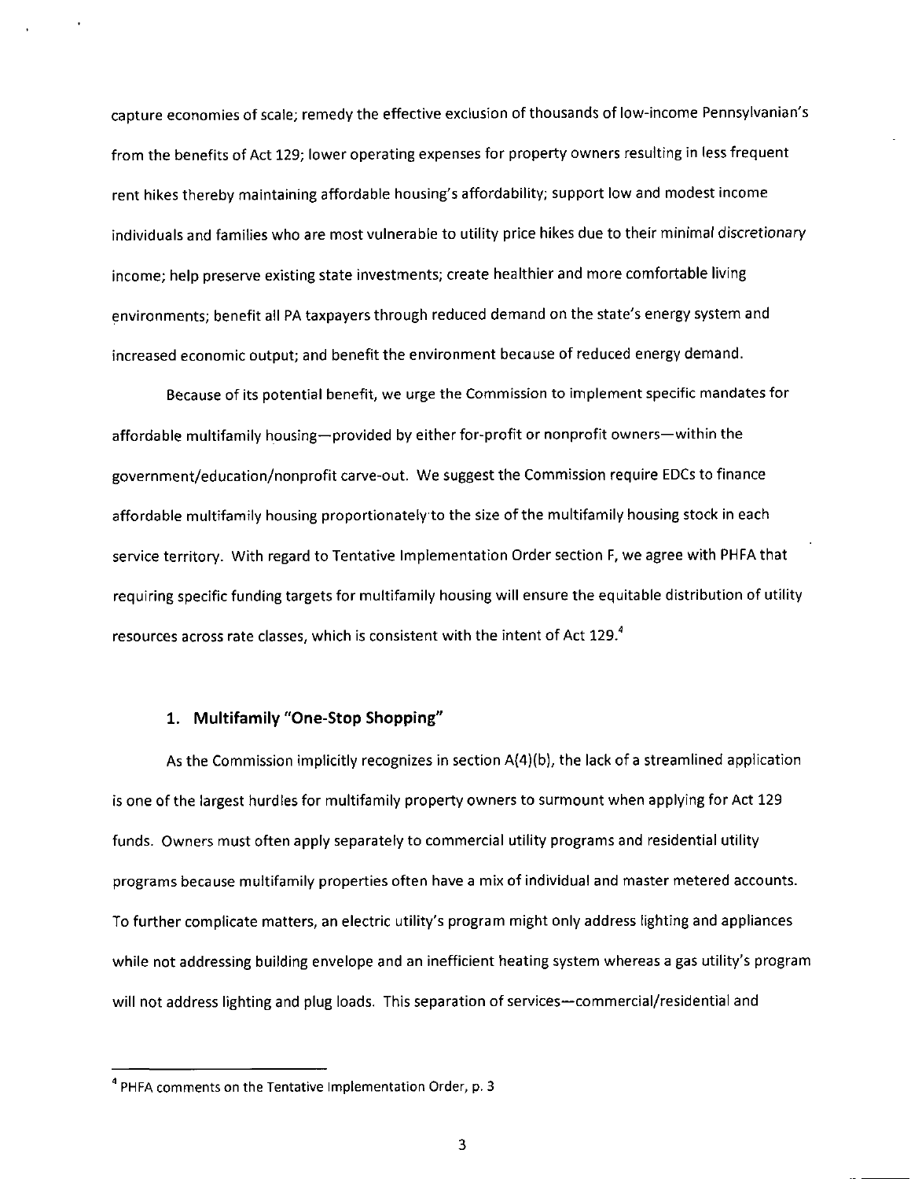capture economies of scale; remedy the effective exclusion of thousands of low-income Pennsylvanian's from the benefits of Act 129; lower operating expenses for property owners resulting in less frequent rent hikes thereby maintaining affordable housing's affordability; support low and modest income individuals and families who are most vulnerable to utility price hikes due to their minimal discretionary income; help preserve existing state investments; create healthier and more comfortable living environments; benefit all PA taxpayers through reduced demand on the state's energy system and increased economic output; and benefit the environment because of reduced energy demand.

Because of its potential benefit, we urge the Commission to implement specific mandates for affordable multifamily housing—provided by either for-profit or nonprofit owners—within the government/education/nonprofit carve-out. We suggest the Commission require EDCs to finance affordable multifamily housing proportionately to the size of the multifamily housing stock in each service territory. With regard to Tentative Implementation Order section F, we agree with PHFA that requiring specific funding targets for multifamily housing will ensure the equitable distribution of utility resources across rate classes, which is consistent with the intent of Act 129.[4]

### 1. Multifamily "One-Stop Shopping"

As the Commission implicitly recognizes in section A(4)(b), the lack of a streamlined application is one of the largest hurdles for multifamily property owners to surmount when applying for Act 129 funds. Owners must often apply separately to commercial utility programs and residential utility programs because multifamily properties often have a mix of individual and master metered accounts. To further complicate matters, an electric utility's program might only address lighting and appliances while not addressing building envelope and an inefficient heating system whereas a gas utility's program will not address lighting and plug loads. This separation of services—commercial/residential and

[4] PHFA comments on the Tentative Implementation Order, p. 3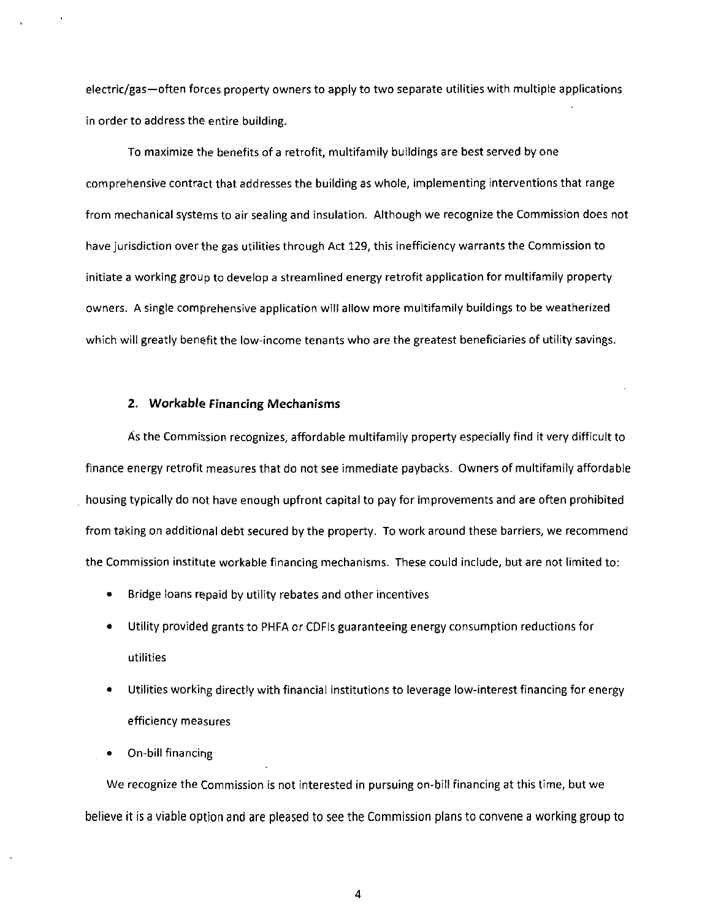electric/gas—often forces property owners to apply to two separate utilities with multiple applications in order to address the entire building.

To maximize the benefits of a retrofit, multifamily buildings are best served by one comprehensive contract that addresses the building as whole, implementing interventions that range from mechanical systems to air sealing and insulation. Although we recognize the Commission does not have jurisdiction over the gas utilities through Act 129, this inefficiency warrants the Commission to initiate a working group to develop a streamlined energy retrofit application for multifamily property owners. A single comprehensive application will allow more multifamily buildings to be weatherized which will greatly benefit the low-income tenants who are the greatest beneficiaries of utility savings.

### 2. Workable Financing Mechanisms

As the Commission recognizes, affordable multifamily property especially find it very difficult to finance energy retrofit measures that do not see immediate paybacks. Owners of multifamily affordable housing typically do not have enough upfront capital to pay for improvements and are often prohibited from taking on additional debt secured by the property. To work around these barriers, we recommend the Commission institute workable financing mechanisms. These could include, but are not limited to:

- Bridge loans repaid by utility rebates and other incentives
- Utility provided grants to PHFA or CDFIs guaranteeing energy consumption reductions for utilities
- Utilities working directly with financial institutions to leverage low-interest financing for energy efficiency measures
- On-bill financing

We recognize the Commission is not interested in pursuing on-bill financing at this time, but we believe it is a viable option and are pleased to see the Commission plans to convene a working group to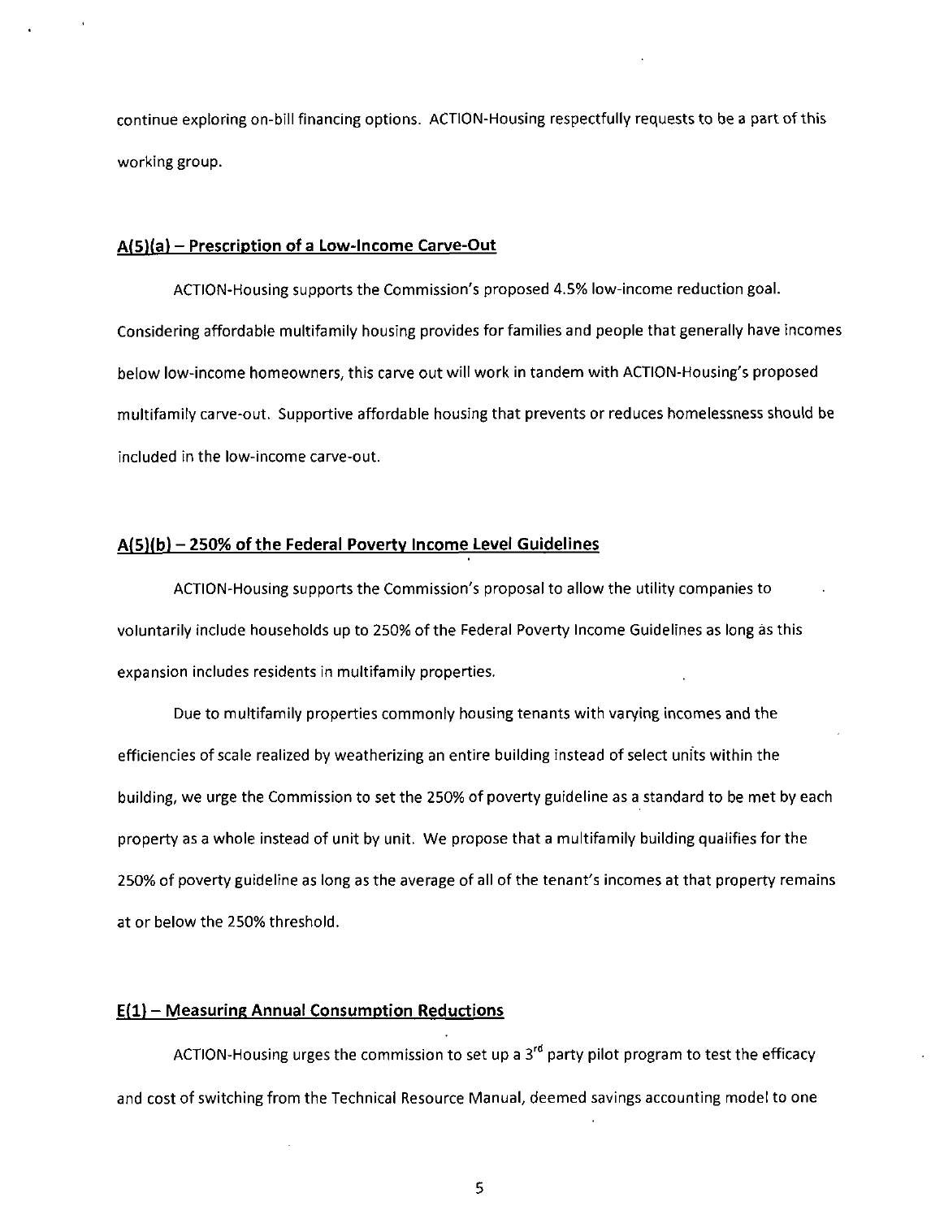continue exploring on-bill financing options. ACTION-Housing respectfully requests to be a part of this working group.

## A(5)(a) – Prescription of a Low-Income Carve-Out

ACTION-Housing supports the Commission's proposed 4.5% low-income reduction goal. Considering affordable multifamily housing provides for families and people that generally have incomes below low-income homeowners, this carve out will work in tandem with ACTION-Housing's proposed multifamily carve-out. Supportive affordable housing that prevents or reduces homelessness should be included in the low-income carve-out.

## A(5)(b) – 250% of the Federal Poverty Income Level Guidelines

ACTION-Housing supports the Commission's proposal to allow the utility companies to voluntarily include households up to 250% of the Federal Poverty Income Guidelines as long as this expansion includes residents in multifamily properties.

Due to multifamily properties commonly housing tenants with varying incomes and the efficiencies of scale realized by weatherizing an entire building instead of select units within the building, we urge the Commission to set the 250% of poverty guideline as a standard to be met by each property as a whole instead of unit by unit. We propose that a multifamily building qualifies for the 250% of poverty guideline as long as the average of all of the tenant's incomes at that property remains at or below the 250% threshold.

## E(1) – Measuring Annual Consumption Reductions

ACTION-Housing urges the commission to set up a 3rd party pilot program to test the efficacy and cost of switching from the Technical Resource Manual, deemed savings accounting model to one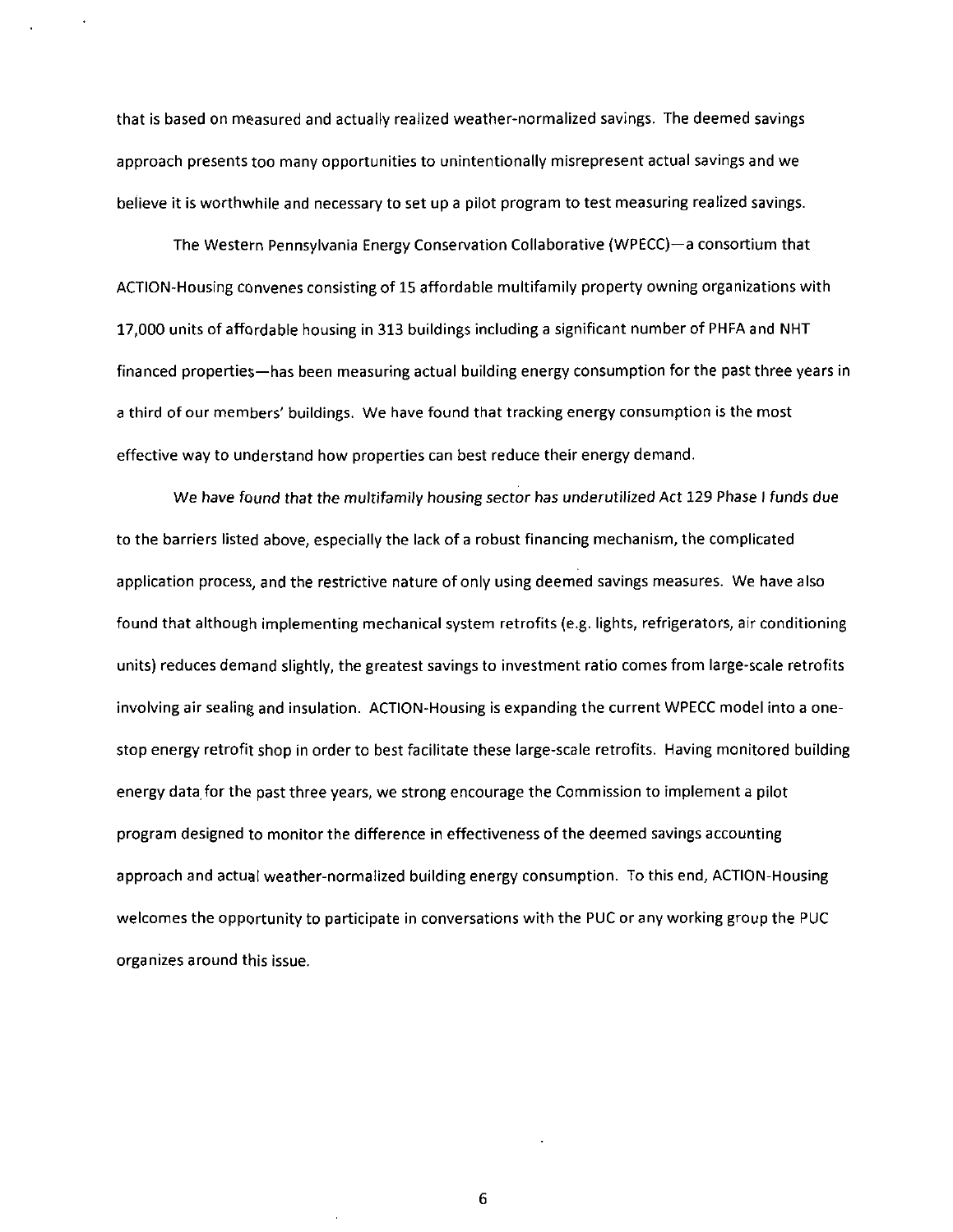that is based on measured and actually realized weather-normalized savings. The deemed savings approach presents too many opportunities to unintentionally misrepresent actual savings and we believe it is worthwhile and necessary to set up a pilot program to test measuring realized savings.

The Western Pennsylvania Energy Conservation Collaborative (WPECC)—a consortium that ACTION-Housing convenes consisting of 15 affordable multifamily property owning organizations with 17,000 units of affordable housing in 313 buildings including a significant number of PHFA and NHT financed properties—has been measuring actual building energy consumption for the past three years in a third of our members' buildings. We have found that tracking energy consumption is the most effective way to understand how properties can best reduce their energy demand.

*We have found that the multifamily housing sector has underutilized Act 129 Phase I funds due* to the barriers listed above, especially the lack of a robust financing mechanism, the complicated application process, and the restrictive nature of only using deemed savings measures. We have also found that although implementing mechanical system retrofits (e.g. lights, refrigerators, air conditioning units) reduces demand slightly, the greatest savings to investment ratio comes from large-scale retrofits involving air sealing and insulation. ACTION-Housing is expanding the current WPECC model into a one-stop energy retrofit shop in order to best facilitate these large-scale retrofits. Having monitored building energy data for the past three years, we strong encourage the Commission to implement a pilot program designed to monitor the difference in effectiveness of the deemed savings accounting approach and actual weather-normalized building energy consumption. To this end, ACTION-Housing welcomes the opportunity to participate in conversations with the PUC or any working group the PUC organizes around this issue.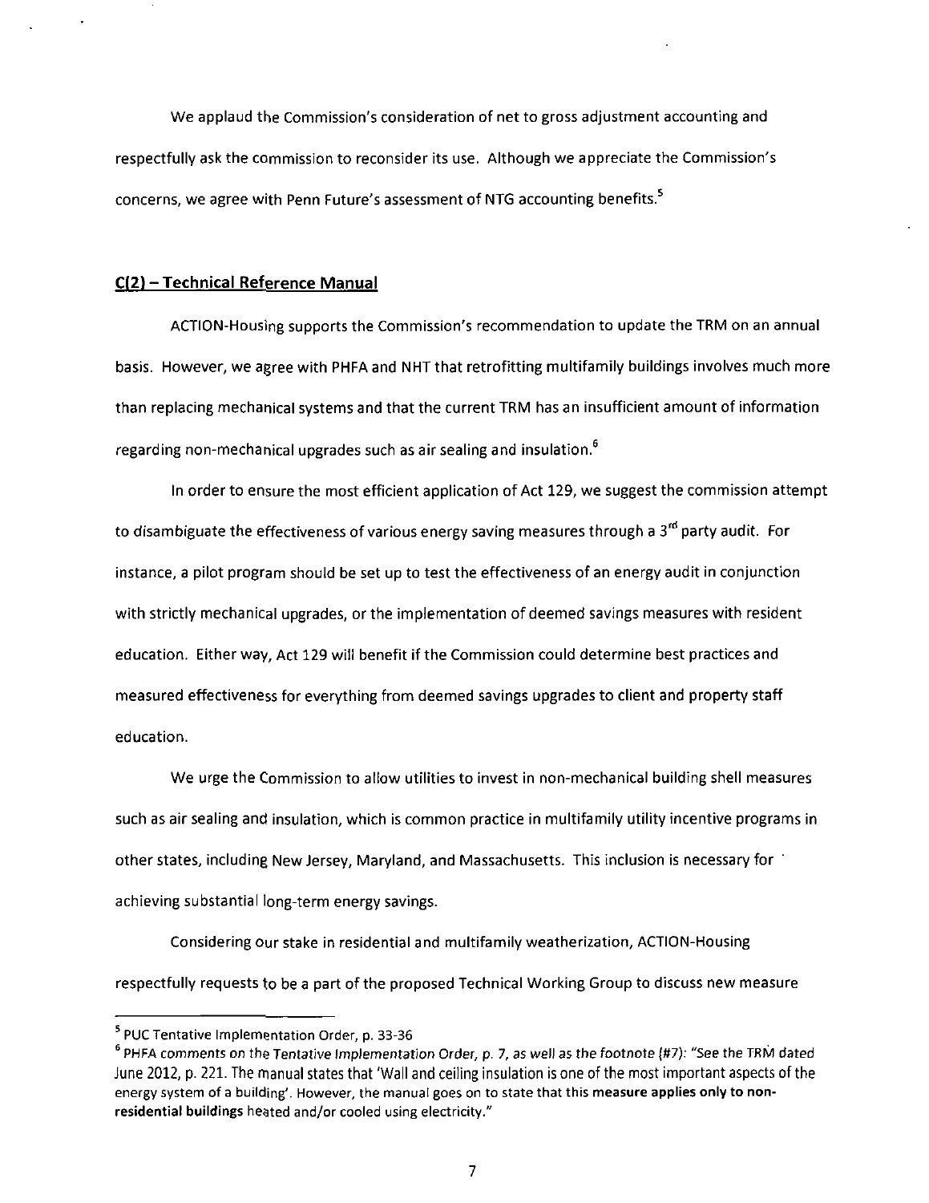We applaud the Commission's consideration of net to gross adjustment accounting and respectfully ask the commission to reconsider its use. Although we appreciate the Commission's concerns, we agree with Penn Future's assessment of NTG accounting benefits.[5]

## C(2) – Technical Reference Manual

ACTION-Housing supports the Commission's recommendation to update the TRM on an annual basis. However, we agree with PHFA and NHT that retrofitting multifamily buildings involves much more than replacing mechanical systems and that the current TRM has an insufficient amount of information regarding non-mechanical upgrades such as air sealing and insulation.[6]

In order to ensure the most efficient application of Act 129, we suggest the commission attempt to disambiguate the effectiveness of various energy saving measures through a 3rd party audit. For instance, a pilot program should be set up to test the effectiveness of an energy audit in conjunction with strictly mechanical upgrades, or the implementation of deemed savings measures with resident education. Either way, Act 129 will benefit if the Commission could determine best practices and measured effectiveness for everything from deemed savings upgrades to client and property staff education.

We urge the Commission to allow utilities to invest in non-mechanical building shell measures such as air sealing and insulation, which is common practice in multifamily utility incentive programs in other states, including New Jersey, Maryland, and Massachusetts. This inclusion is necessary for achieving substantial long-term energy savings.

Considering our stake in residential and multifamily weatherization, ACTION-Housing respectfully requests to be a part of the proposed Technical Working Group to discuss new measure

---

[5] PUC Tentative Implementation Order, p. 33-36

[6] PHFA comments on the Tentative Implementation Order, p. 7, as well as the footnote (#7): "See the TRM dated June 2012, p. 221. The manual states that 'Wall and ceiling insulation is one of the most important aspects of the energy system of a building'. However, the manual goes on to state that this **measure applies only to non-residential buildings** heated and/or cooled using electricity."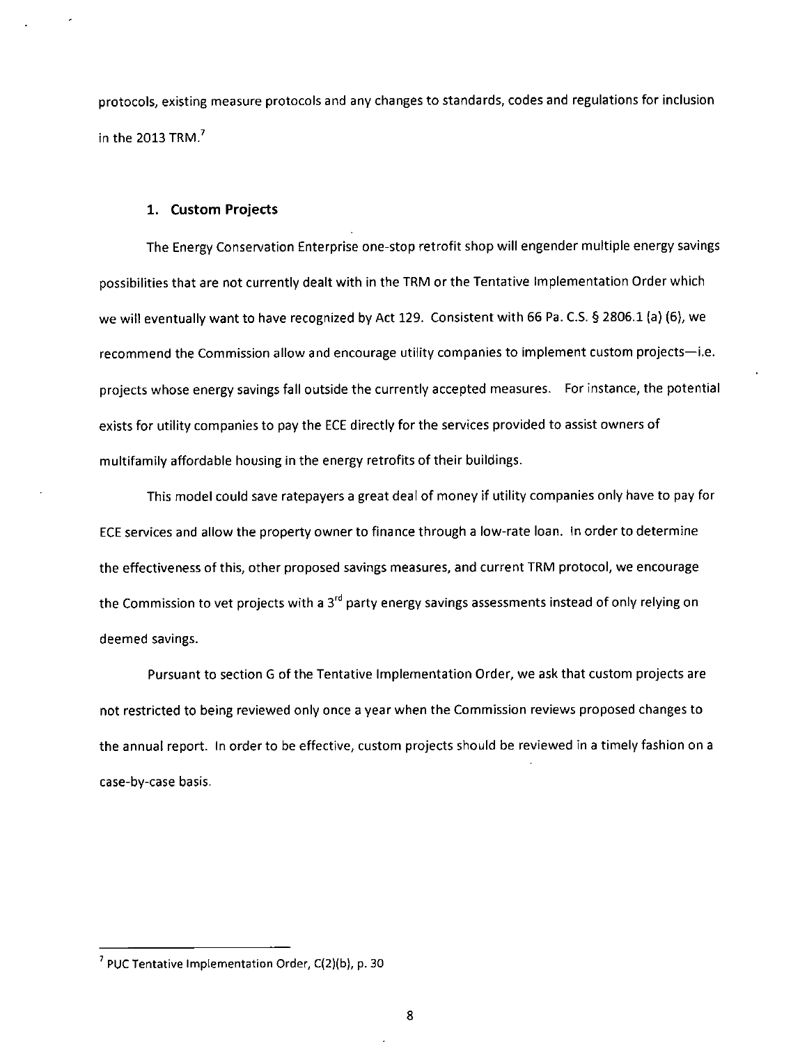protocols, existing measure protocols and any changes to standards, codes and regulations for inclusion in the 2013 TRM.[7]

### 1. Custom Projects

The Energy Conservation Enterprise one-stop retrofit shop will engender multiple energy savings possibilities that are not currently dealt with in the TRM or the Tentative Implementation Order which we will eventually want to have recognized by Act 129. Consistent with 66 Pa. C.S. § 2806.1 (a) (6), we recommend the Commission allow and encourage utility companies to implement custom projects—i.e. projects whose energy savings fall outside the currently accepted measures. For instance, the potential exists for utility companies to pay the ECE directly for the services provided to assist owners of multifamily affordable housing in the energy retrofits of their buildings.

This model could save ratepayers a great deal of money if utility companies only have to pay for ECE services and allow the property owner to finance through a low-rate loan. In order to determine the effectiveness of this, other proposed savings measures, and current TRM protocol, we encourage the Commission to vet projects with a 3rd party energy savings assessments instead of only relying on deemed savings.

Pursuant to section G of the Tentative Implementation Order, we ask that custom projects are not restricted to being reviewed only once a year when the Commission reviews proposed changes to the annual report. In order to be effective, custom projects should be reviewed in a timely fashion on a case-by-case basis.

---

[7] PUC Tentative Implementation Order, C(2)(b), p. 30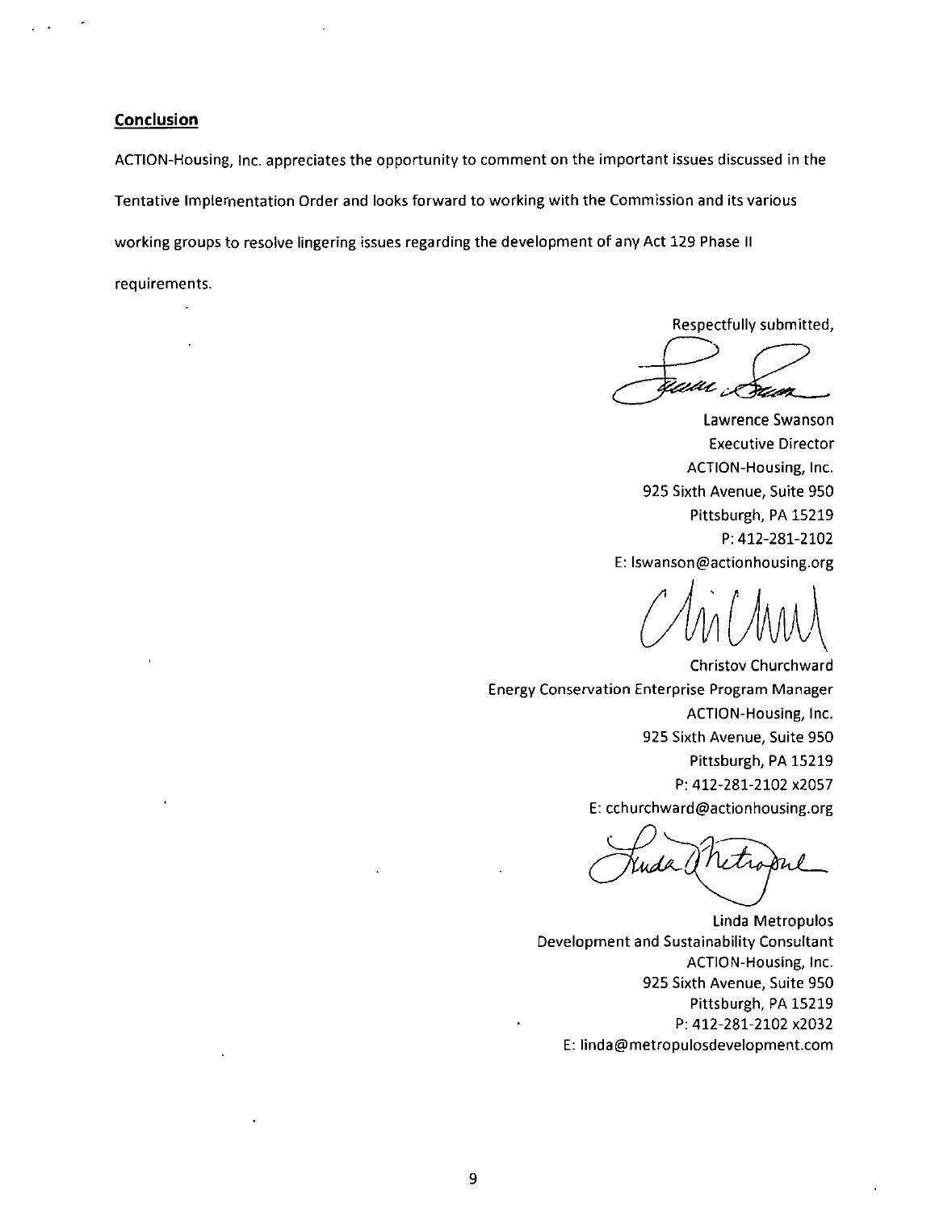## Conclusion

ACTION-Housing, Inc. appreciates the opportunity to comment on the important issues discussed in the Tentative Implementation Order and looks forward to working with the Commission and its various working groups to resolve lingering issues regarding the development of any Act 129 Phase II requirements.

Respectfully submitted,

Lawrence Swanson
Executive Director
ACTION-Housing, Inc.
925 Sixth Avenue, Suite 950
Pittsburgh, PA 15219
P: 412-281-2102
E: lswanson@actionhousing.org

Christov Churchward
Energy Conservation Enterprise Program Manager
ACTION-Housing, Inc.
925 Sixth Avenue, Suite 950
Pittsburgh, PA 15219
P: 412-281-2102 x2057
E: cchurchward@actionhousing.org

Linda Metropulos
Development and Sustainability Consultant
ACTION-Housing, Inc.
925 Sixth Avenue, Suite 950
Pittsburgh, PA 15219
P: 412-281-2102 x2032
E: linda@metropulosdevelopment.com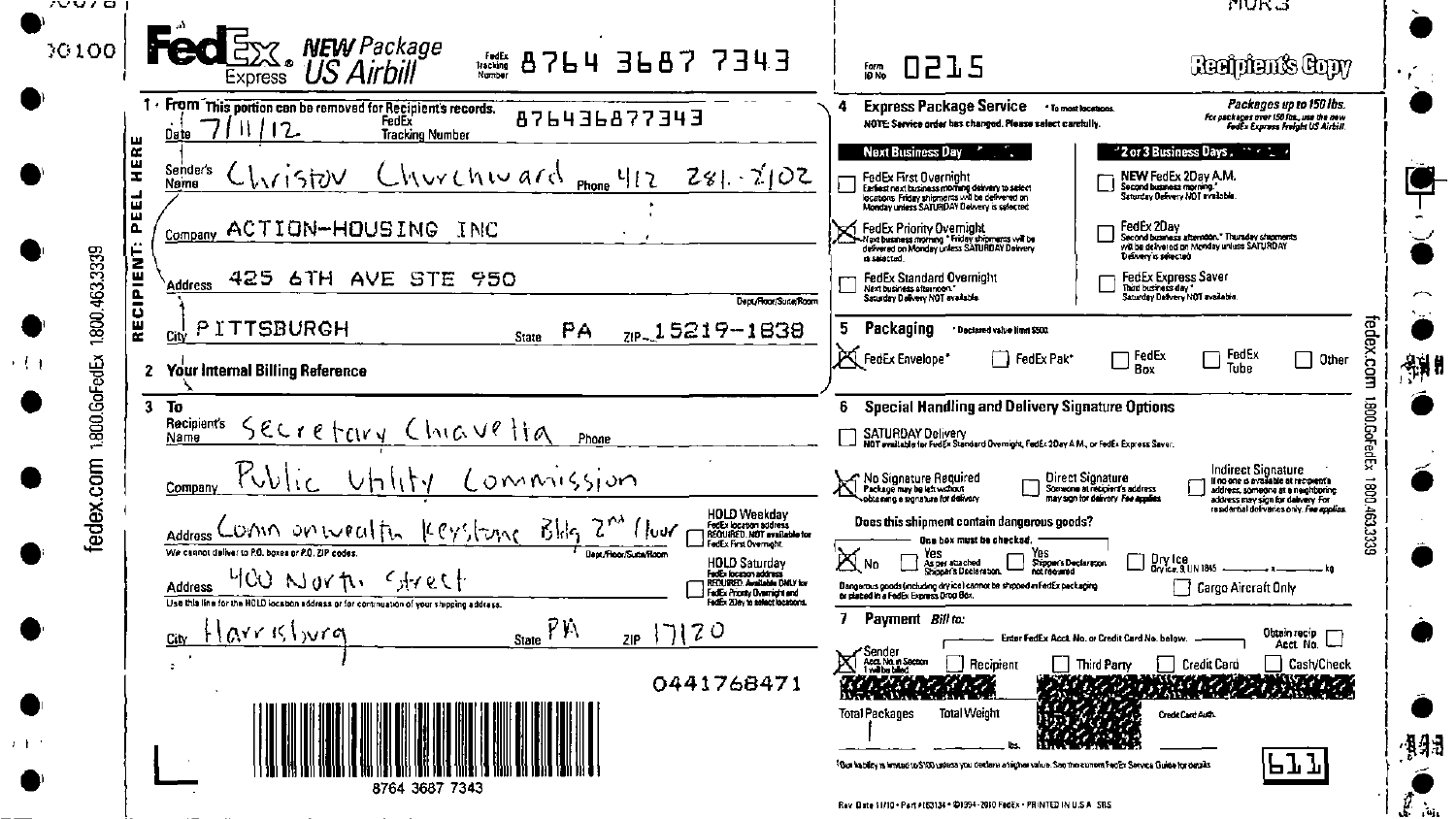**FedEx Express® NEW Package US Airbill**

FedEx Tracking Number 8764 3687 7343

Form ID No. 0215

**Recipient's Copy**

RECIPIENT: PEEL HERE

**1 From** This portion can be removed for Recipient's records.

Date 7/11/12 FedEx Tracking Number 876436877343

Sender's Name Christov Churchward Phone 412 281-2102

Company ACTION-HOUSING INC

Address 425 6TH AVE STE 950

Dept/Floor/Suite/Room

City PITTSBURGH State PA ZIP 15219-1838

**2 Your Internal Billing Reference**

**3 To**

Recipient's Name Secretary Chiavetta Phone

Company Public Utility Commission

Address Commonwealth Keystone Bldg 2nd Floor

We cannot deliver to P.O. boxes or P.O. ZIP codes. Dept/Floor/Suite/Room

HOLD Weekday — FedEx location address REQUIRED. NOT available for FedEx First Overnight.

HOLD Saturday — FedEx location address REQUIRED. Available ONLY for FedEx Priority Overnight and FedEx 2Day to select locations.

Address 400 North Street

Use this line for the HOLD location address or for continuation of your shipping address.

City Harrisburg State PA ZIP 17120

0441768471

8764 3687 7343

**4 Express Package Service** • To most locations.

NOTE: Service order has changed. Please select carefully.

Packages up to 150 lbs. For packages over 150 lbs., use the new FedEx Express Freight US Airbill.

**Next Business Day**

- [ ] FedEx First Overnight — Earliest next business morning delivery to select locations. Friday shipments will be delivered on Monday unless SATURDAY Delivery is selected.
- [x] FedEx Priority Overnight — Next business morning.* Friday shipments will be delivered on Monday unless SATURDAY Delivery is selected.
- [ ] FedEx Standard Overnight — Next business afternoon.* Saturday Delivery NOT available.

**2 or 3 Business Days**

- [ ] NEW FedEx 2Day A.M. — Second business morning.* Saturday Delivery NOT available.
- [ ] FedEx 2Day — Second business afternoon.* Thursday shipments will be delivered on Monday unless SATURDAY Delivery is selected.
- [ ] FedEx Express Saver — Third business day.* Saturday Delivery NOT available.

**5 Packaging** * Declared value limit $500.

- [x] FedEx Envelope*
- [ ] FedEx Pak*
- [ ] FedEx Box
- [ ] FedEx Tube
- [ ] Other

**6 Special Handling and Delivery Signature Options**

- [ ] SATURDAY Delivery — NOT available for FedEx Standard Overnight, FedEx 2Day A.M., or FedEx Express Saver.
- [x] No Signature Required — Package may be left without obtaining a signature for delivery.
- [ ] Direct Signature — Someone at recipient's address may sign for delivery. Fee applies.
- [ ] Indirect Signature — If no one is available at recipient's address, someone at a neighboring address may sign for delivery. For residential deliveries only. Fee applies.

Does this shipment contain dangerous goods?

One box must be checked.

- [x] No
- [ ] Yes — As per attached Shipper's Declaration.
- [ ] Yes — Shipper's Declaration not required.
- [ ] Dry Ice — Dry Ice, 9, UN 1845 ____ x ____ kg
- [ ] Cargo Aircraft Only

Dangerous goods (including dry ice) cannot be shipped in FedEx packaging or placed in a FedEx Express Drop Box.

**7 Payment** *Bill to:*

Enter FedEx Acct. No. or Credit Card No. below.

- [x] Sender — Acct. No. in Section 1 will be billed.
- [ ] Recipient
- [ ] Third Party
- [ ] Credit Card
- [ ] Cash/Check

Obtain recip. Acct. No.

Total Packages 1 Total Weight ____ lbs. Credit Card Auth.

†Our liability is limited to $100 unless you declare a higher value. See the current FedEx Service Guide for details.

611

Rev. Date 11/10 • Part #163134 • ©1994-2010 FedEx • PRINTED IN U.S.A. SRS

fedex.com 1.800.GoFedEx 1.800.463.3339